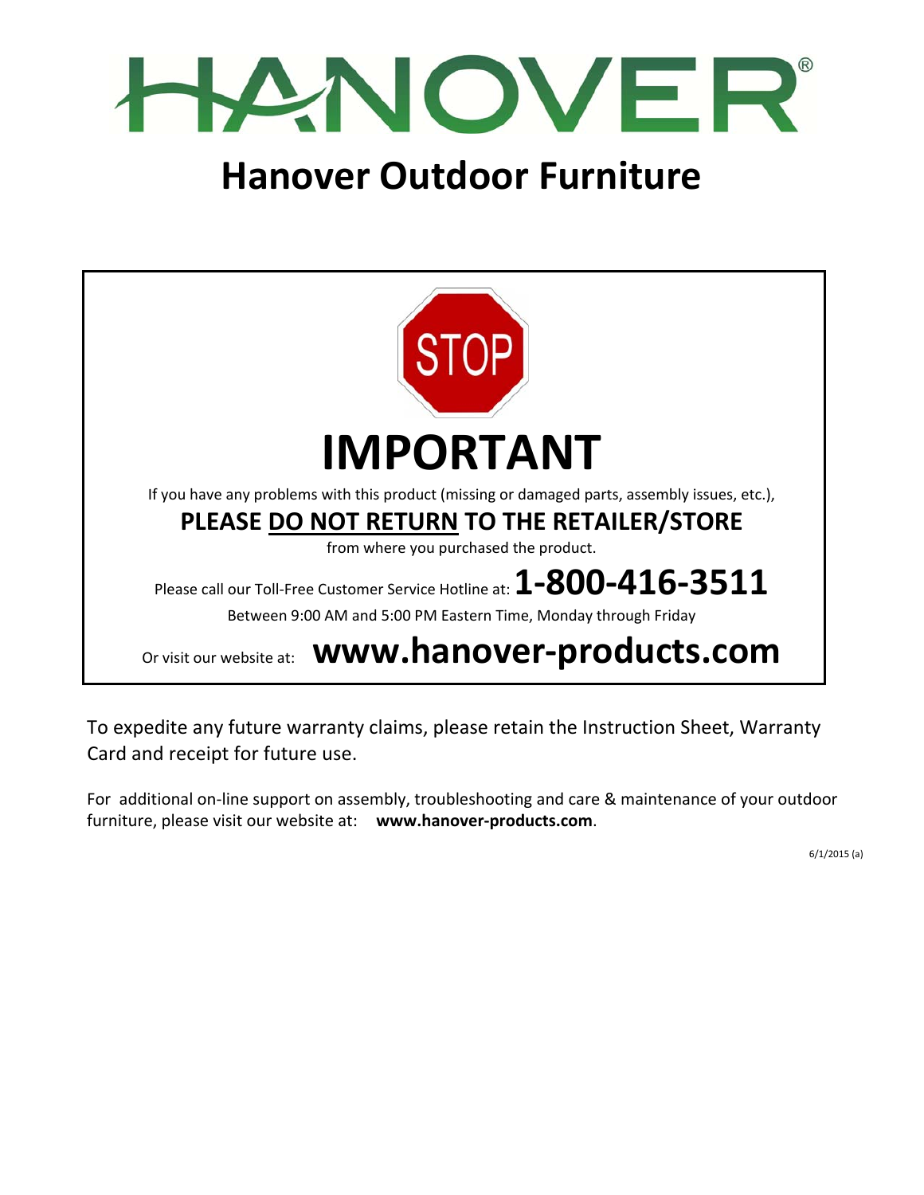# HANOVER®

## Hanover Outdoor Furniture

STOP

# IMPORTANT

If you have any problems with this product (missing or damaged parts, assembly issues, etc.),

**PLEASE DO NOT RETURN TO THE RETAILER/STORE**

from where you purchased the product.

Please call our Toll-Free Customer Service Hotline at: **1-800-416-3511**

Between 9:00 AM and 5:00 PM Eastern Time, Monday through Friday

Or visit our website at: **www.hanover-products.com**

To expedite any future warranty claims, please retain the Instruction Sheet, Warranty Card and receipt for future use.

For additional on-line support on assembly, troubleshooting and care & maintenance of your outdoor furniture, please visit our website at: **www.hanover-products.com**.

6/1/2015 (a)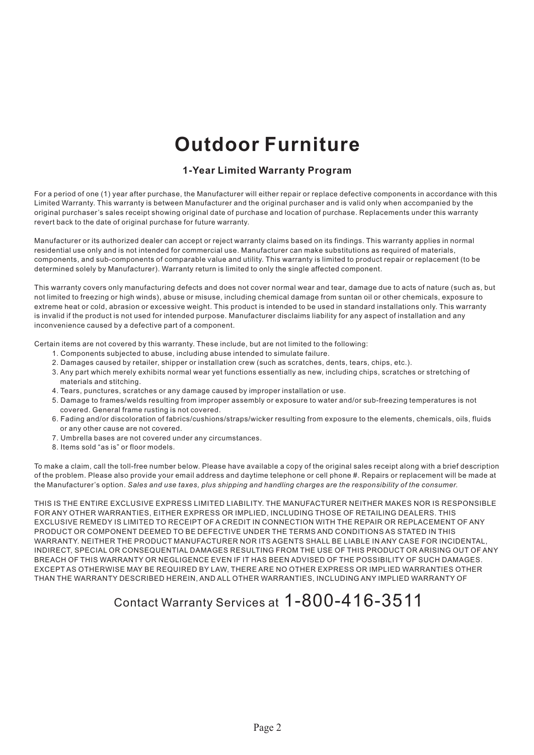# Outdoor Furniture

### 1-Year Limited Warranty Program

For a period of one (1) year after purchase, the Manufacturer will either repair or replace defective components in accordance with this Limited Warranty. This warranty is between Manufacturer and the original purchaser and is valid only when accompanied by the original purchaser's sales receipt showing original date of purchase and location of purchase. Replacements under this warranty revert back to the date of original purchase for future warranty.

Manufacturer or its authorized dealer can accept or reject warranty claims based on its findings. This warranty applies in normal residential use only and is not intended for commercial use. Manufacturer can make substitutions as required of materials, components, and sub-components of comparable value and utility. This warranty is limited to product repair or replacement (to be determined solely by Manufacturer). Warranty return is limited to only the single affected component.

This warranty covers only manufacturing defects and does not cover normal wear and tear, damage due to acts of nature (such as, but not limited to freezing or high winds), abuse or misuse, including chemical damage from suntan oil or other chemicals, exposure to extreme heat or cold, abrasion or excessive weight. This product is intended to be used in standard installations only. This warranty is invalid if the product is not used for intended purpose. Manufacturer disclaims liability for any aspect of installation and any inconvenience caused by a defective part of a component.

Certain items are not covered by this warranty. These include, but are not limited to the following:

1. Components subjected to abuse, including abuse intended to simulate failure.
2. Damages caused by retailer, shipper or installation crew (such as scratches, dents, tears, chips, etc.).
3. Any part which merely exhibits normal wear yet functions essentially as new, including chips, scratches or stretching of materials and stitching.
4. Tears, punctures, scratches or any damage caused by improper installation or use.
5. Damage to frames/welds resulting from improper assembly or exposure to water and/or sub-freezing temperatures is not covered. General frame rusting is not covered.
6. Fading and/or discoloration of fabrics/cushions/straps/wicker resulting from exposure to the elements, chemicals, oils, fluids or any other cause are not covered.
7. Umbrella bases are not covered under any circumstances.
8. Items sold "as is" or floor models.

To make a claim, call the toll-free number below. Please have available a copy of the original sales receipt along with a brief description of the problem. Please also provide your email address and daytime telephone or cell phone #. Repairs or replacement will be made at the Manufacturer's option. *Sales and use taxes, plus shipping and handling charges are the responsibility of the consumer.*

THIS IS THE ENTIRE EXCLUSIVE EXPRESS LIMITED LIABILITY. THE MANUFACTURER NEITHER MAKES NOR IS RESPONSIBLE FOR ANY OTHER WARRANTIES, EITHER EXPRESS OR IMPLIED, INCLUDING THOSE OF RETAILING DEALERS. THIS EXCLUSIVE REMEDY IS LIMITED TO RECEIPT OF A CREDIT IN CONNECTION WITH THE REPAIR OR REPLACEMENT OF ANY PRODUCT OR COMPONENT DEEMED TO BE DEFECTIVE UNDER THE TERMS AND CONDITIONS AS STATED IN THIS WARRANTY. NEITHER THE PRODUCT MANUFACTURER NOR ITS AGENTS SHALL BE LIABLE IN ANY CASE FOR INCIDENTAL, INDIRECT, SPECIAL OR CONSEQUENTIAL DAMAGES RESULTING FROM THE USE OF THIS PRODUCT OR ARISING OUT OF ANY BREACH OF THIS WARRANTY OR NEGLIGENCE EVEN IF IT HAS BEEN ADVISED OF THE POSSIBILITY OF SUCH DAMAGES. EXCEPT AS OTHERWISE MAY BE REQUIRED BY LAW, THERE ARE NO OTHER EXPRESS OR IMPLIED WARRANTIES OTHER THAN THE WARRANTY DESCRIBED HEREIN, AND ALL OTHER WARRANTIES, INCLUDING ANY IMPLIED WARRANTY OF

Contact Warranty Services at 1-800-416-3511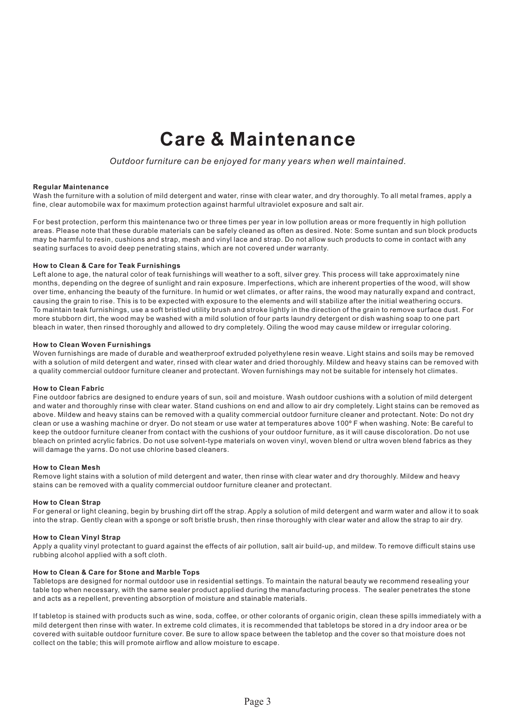# Care & Maintenance

*Outdoor furniture can be enjoyed for many years when well maintained.*

**Regular Maintenance**

Wash the furniture with a solution of mild detergent and water, rinse with clear water, and dry thoroughly. To all metal frames, apply a fine, clear automobile wax for maximum protection against harmful ultraviolet exposure and salt air.

For best protection, perform this maintenance two or three times per year in low pollution areas or more frequently in high pollution areas. Please note that these durable materials can be safely cleaned as often as desired. Note: Some suntan and sun block products may be harmful to resin, cushions and strap, mesh and vinyl lace and strap. Do not allow such products to come in contact with any seating surfaces to avoid deep penetrating stains, which are not covered under warranty.

**How to Clean & Care for Teak Furnishings**

Left alone to age, the natural color of teak furnishings will weather to a soft, silver grey. This process will take approximately nine months, depending on the degree of sunlight and rain exposure. Imperfections, which are inherent properties of the wood, will show over time, enhancing the beauty of the furniture. In humid or wet climates, or after rains, the wood may naturally expand and contract, causing the grain to rise. This is to be expected with exposure to the elements and will stabilize after the initial weathering occurs. To maintain teak furnishings, use a soft bristled utility brush and stroke lightly in the direction of the grain to remove surface dust. For more stubborn dirt, the wood may be washed with a mild solution of four parts laundry detergent or dish washing soap to one part bleach in water, then rinsed thoroughly and allowed to dry completely. Oiling the wood may cause mildew or irregular coloring.

**How to Clean Woven Furnishings**

Woven furnishings are made of durable and weatherproof extruded polyethylene resin weave. Light stains and soils may be removed with a solution of mild detergent and water, rinsed with clear water and dried thoroughly. Mildew and heavy stains can be removed with a quality commercial outdoor furniture cleaner and protectant. Woven furnishings may not be suitable for intensely hot climates.

**How to Clean Fabric**

Fine outdoor fabrics are designed to endure years of sun, soil and moisture. Wash outdoor cushions with a solution of mild detergent and water and thoroughly rinse with clear water. Stand cushions on end and allow to air dry completely. Light stains can be removed as above. Mildew and heavy stains can be removed with a quality commercial outdoor furniture cleaner and protectant. Note: Do not dry clean or use a washing machine or dryer. Do not steam or use water at temperatures above 100º F when washing. Note: Be careful to keep the outdoor furniture cleaner from contact with the cushions of your outdoor furniture, as it will cause discoloration. Do not use bleach on printed acrylic fabrics. Do not use solvent-type materials on woven vinyl, woven blend or ultra woven blend fabrics as they will damage the yarns. Do not use chlorine based cleaners.

**How to Clean Mesh**

Remove light stains with a solution of mild detergent and water, then rinse with clear water and dry thoroughly. Mildew and heavy stains can be removed with a quality commercial outdoor furniture cleaner and protectant.

**How to Clean Strap**

For general or light cleaning, begin by brushing dirt off the strap. Apply a solution of mild detergent and warm water and allow it to soak into the strap. Gently clean with a sponge or soft bristle brush, then rinse thoroughly with clear water and allow the strap to air dry.

**How to Clean Vinyl Strap**

Apply a quality vinyl protectant to guard against the effects of air pollution, salt air build-up, and mildew. To remove difficult stains use rubbing alcohol applied with a soft cloth.

**How to Clean & Care for Stone and Marble Tops**

Tabletops are designed for normal outdoor use in residential settings. To maintain the natural beauty we recommend resealing your table top when necessary, with the same sealer product applied during the manufacturing process. The sealer penetrates the stone and acts as a repellent, preventing absorption of moisture and stainable materials.

If tabletop is stained with products such as wine, soda, coffee, or other colorants of organic origin, clean these spills immediately with a mild detergent then rinse with water. In extreme cold climates, it is recommended that tabletops be stored in a dry indoor area or be covered with suitable outdoor furniture cover. Be sure to allow space between the tabletop and the cover so that moisture does not collect on the table; this will promote airflow and allow moisture to escape.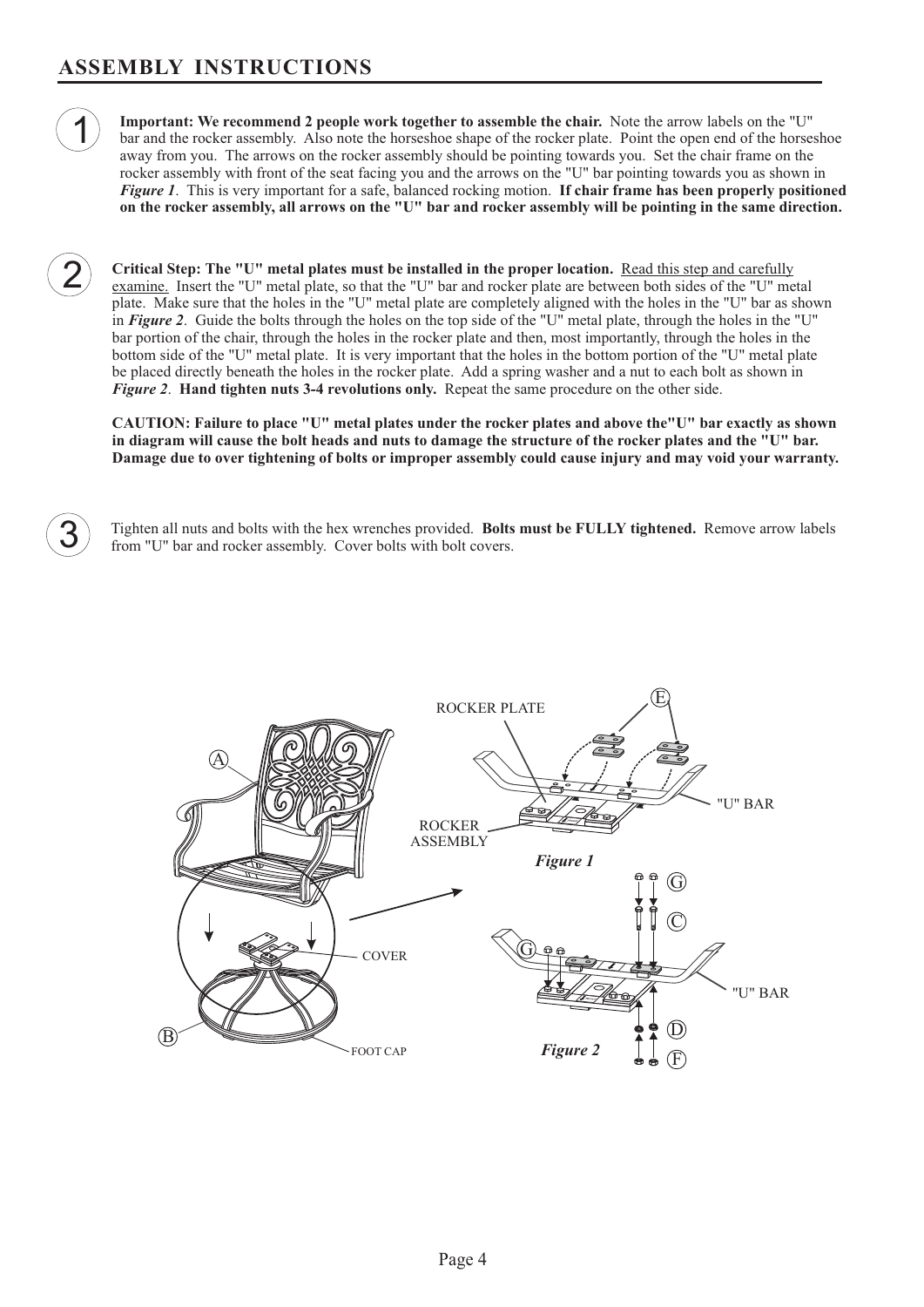## ASSEMBLY INSTRUCTIONS

1. **Important: We recommend 2 people work together to assemble the chair.** Note the arrow labels on the "U" bar and the rocker assembly. Also note the horseshoe shape of the rocker plate. Point the open end of the horseshoe away from you. The arrows on the rocker assembly should be pointing towards you. Set the chair frame on the rocker assembly with front of the seat facing you and the arrows on the "U" bar pointing towards you as shown in ***Figure 1***. This is very important for a safe, balanced rocking motion. **If chair frame has been properly positioned on the rocker assembly, all arrows on the "U" bar and rocker assembly will be pointing in the same direction.**

2. **Critical Step: The "U" metal plates must be installed in the proper location.** Read this step and carefully examine. Insert the "U" metal plate, so that the "U" bar and rocker plate are between both sides of the "U" metal plate. Make sure that the holes in the "U" metal plate are completely aligned with the holes in the "U" bar as shown in ***Figure 2***. Guide the bolts through the holes on the top side of the "U" metal plate, through the holes in the "U" bar portion of the chair, through the holes in the rocker plate and then, most importantly, through the holes in the bottom side of the "U" metal plate. It is very important that the holes in the bottom portion of the "U" metal plate be placed directly beneath the holes in the rocker plate. Add a spring washer and a nut to each bolt as shown in ***Figure 2***. **Hand tighten nuts 3-4 revolutions only.** Repeat the same procedure on the other side.

   **CAUTION: Failure to place "U" metal plates under the rocker plates and above the"U" bar exactly as shown in diagram will cause the bolt heads and nuts to damage the structure of the rocker plates and the "U" bar. Damage due to over tightening of bolts or improper assembly could cause injury and may void your warranty.**

3. Tighten all nuts and bolts with the hex wrenches provided. **Bolts must be FULLY tightened.** Remove arrow labels from "U" bar and rocker assembly. Cover bolts with bolt covers.

A, B, COVER, FOOT CAP, ROCKER PLATE, ROCKER ASSEMBLY, "U" BAR, E

*Figure 1*

G, C, D, F, "U" BAR

*Figure 2*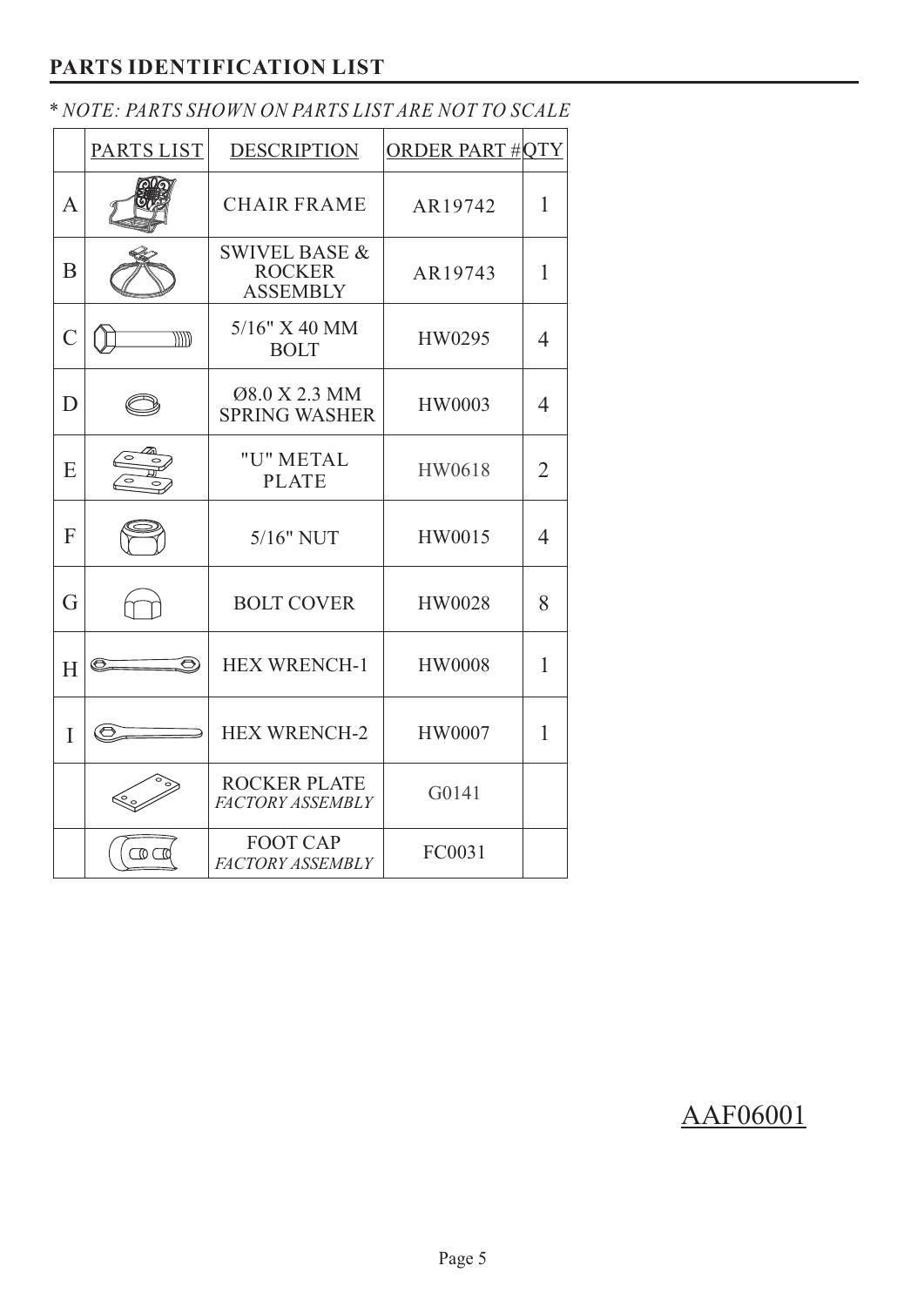## PARTS IDENTIFICATION LIST

* *NOTE: PARTS SHOWN ON PARTS LIST ARE NOT TO SCALE*

| | PARTS LIST | DESCRIPTION | ORDER PART # | QTY |
|---|---|---|---|---|
| A | | CHAIR FRAME | AR19742 | 1 |
| B | | SWIVEL BASE & ROCKER ASSEMBLY | AR19743 | 1 |
| C | | 5/16" X 40 MM BOLT | HW0295 | 4 |
| D | | Ø8.0 X 2.3 MM SPRING WASHER | HW0003 | 4 |
| E | | "U" METAL PLATE | HW0618 | 2 |
| F | | 5/16" NUT | HW0015 | 4 |
| G | | BOLT COVER | HW0028 | 8 |
| H | | HEX WRENCH-1 | HW0008 | 1 |
| I | | HEX WRENCH-2 | HW0007 | 1 |
| | | ROCKER PLATE *FACTORY ASSEMBLY* | G0141 | |
| | | FOOT CAP *FACTORY ASSEMBLY* | FC0031 | |

AAF06001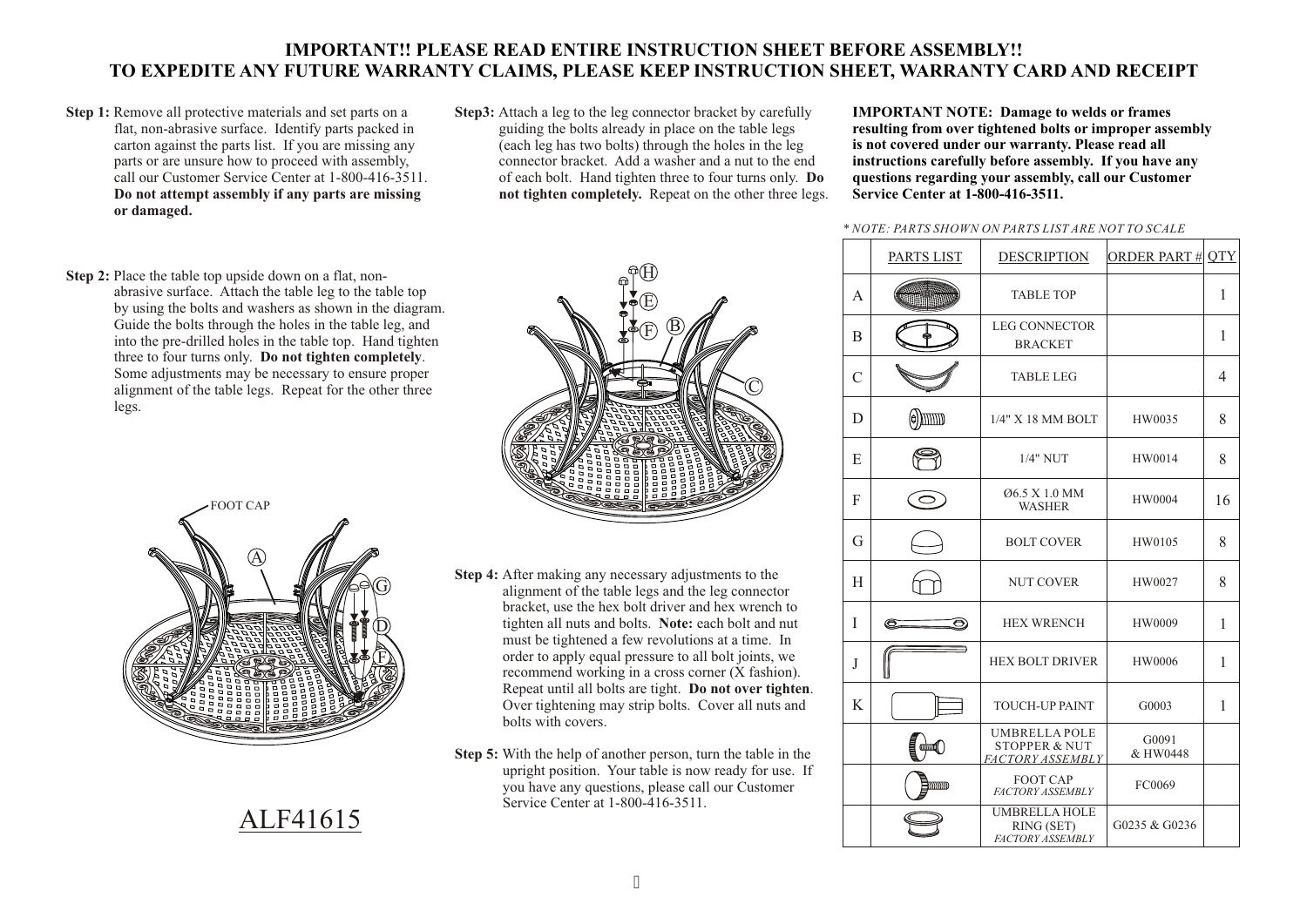**IMPORTANT!! PLEASE READ ENTIRE INSTRUCTION SHEET BEFORE ASSEMBLY!!**
**TO EXPEDITE ANY FUTURE WARRANTY CLAIMS, PLEASE KEEP INSTRUCTION SHEET, WARRANTY CARD AND RECEIPT**

**Step 1:** Remove all protective materials and set parts on a flat, non-abrasive surface. Identify parts packed in carton against the parts list. If you are missing any parts or are unsure how to proceed with assembly, call our Customer Service Center at 1-800-416-3511. **Do not attempt assembly if any parts are missing or damaged.**

**Step 2:** Place the table top upside down on a flat, non-abrasive surface. Attach the table leg to the table top by using the bolts and washers as shown in the diagram. Guide the bolts through the holes in the table leg, and into the pre-drilled holes in the table top. Hand tighten three to four turns only. **Do not tighten completely**. Some adjustments may be necessary to ensure proper alignment of the table legs. Repeat for the other three legs.

FOOT CAP

A G D F

ALF41615

**Step3:** Attach a leg to the leg connector bracket by carefully guiding the bolts already in place on the table legs (each leg has two bolts) through the holes in the leg connector bracket. Add a washer and a nut to the end of each bolt. Hand tighten three to four turns only. **Do not tighten completely.** Repeat on the other three legs.

H E F B C

**Step 4:** After making any necessary adjustments to the alignment of the table legs and the leg connector bracket, use the hex bolt driver and hex wrench to tighten all nuts and bolts. **Note:** each bolt and nut must be tightened a few revolutions at a time. In order to apply equal pressure to all bolt joints, we recommend working in a cross corner (X fashion). Repeat until all bolts are tight. **Do not over tighten**. Over tightening may strip bolts. Cover all nuts and bolts with covers.

**Step 5:** With the help of another person, turn the table in the upright position. Your table is now ready for use. If you have any questions, please call our Customer Service Center at 1-800-416-3511.

**IMPORTANT NOTE: Damage to welds or frames resulting from over tightened bolts or improper assembly is not covered under our warranty. Please read all instructions carefully before assembly. If you have any questions regarding your assembly, call our Customer Service Center at 1-800-416-3511.**

*\* NOTE: PARTS SHOWN ON PARTS LIST ARE NOT TO SCALE*

| | PARTS LIST | DESCRIPTION | ORDER PART # | QTY |
|---|---|---|---|---|
| A | | TABLE TOP | | 1 |
| B | | LEG CONNECTOR BRACKET | | 1 |
| C | | TABLE LEG | | 4 |
| D | | 1/4" X 18 MM BOLT | HW0035 | 8 |
| E | | 1/4" NUT | HW0014 | 8 |
| F | | Ø6.5 X 1.0 MM WASHER | HW0004 | 16 |
| G | | BOLT COVER | HW0105 | 8 |
| H | | NUT COVER | HW0027 | 8 |
| I | | HEX WRENCH | HW0009 | 1 |
| J | | HEX BOLT DRIVER | HW0006 | 1 |
| K | | TOUCH-UP PAINT | G0003 | 1 |
| | | UMBRELLA POLE STOPPER & NUT *FACTORY ASSEMBLY* | G0091 & HW0448 | |
| | | FOOT CAP *FACTORY ASSEMBLY* | FC0069 | |
| | | UMBRELLA HOLE RING (SET) *FACTORY ASSEMBLY* | G0235 & G0236 | |